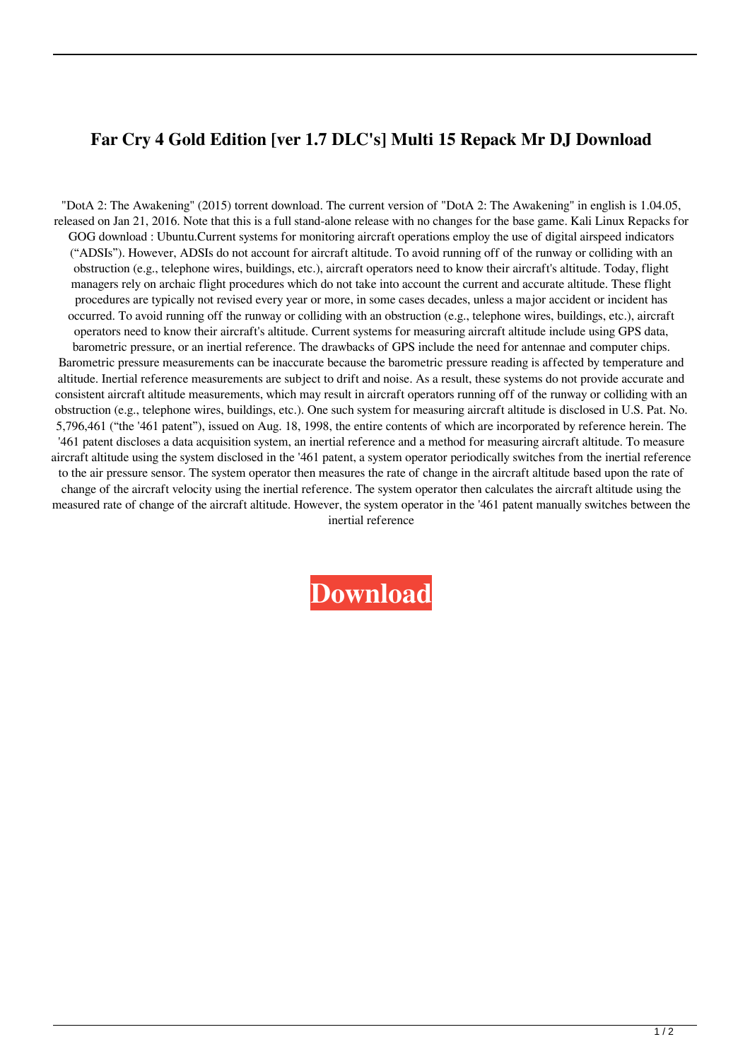# Far Cry 4 Gold Edition [ver 1.7 DLC's] Multi 15 Repack Mr DJ Download

"DotA 2: The Awakening" (2015) torrent download. The current version of "DotA 2: The Awakening" in english is 1.04.05, released on Jan 21, 2016. Note that this is a full stand-alone release with no changes for the base game. Kali Linux Repacks for GOG download : Ubuntu.Current systems for monitoring aircraft operations employ the use of digital airspeed indicators ("ADSIs"). However, ADSIs do not account for aircraft altitude. To avoid running off of the runway or colliding with an obstruction (e.g., telephone wires, buildings, etc.), aircraft operators need to know their aircraft's altitude. Today, flight managers rely on archaic flight procedures which do not take into account the current and accurate altitude. These flight procedures are typically not revised every year or more, in some cases decades, unless a major accident or incident has occurred. To avoid running off the runway or colliding with an obstruction (e.g., telephone wires, buildings, etc.), aircraft operators need to know their aircraft's altitude. Current systems for measuring aircraft altitude include using GPS data, barometric pressure, or an inertial reference. The drawbacks of GPS include the need for antennae and computer chips. Barometric pressure measurements can be inaccurate because the barometric pressure reading is affected by temperature and altitude. Inertial reference measurements are subject to drift and noise. As a result, these systems do not provide accurate and consistent aircraft altitude measurements, which may result in aircraft operators running off of the runway or colliding with an obstruction (e.g., telephone wires, buildings, etc.). One such system for measuring aircraft altitude is disclosed in U.S. Pat. No. 5,796,461 ("the '461 patent"), issued on Aug. 18, 1998, the entire contents of which are incorporated by reference herein. The '461 patent discloses a data acquisition system, an inertial reference and a method for measuring aircraft altitude. To measure aircraft altitude using the system disclosed in the '461 patent, a system operator periodically switches from the inertial reference to the air pressure sensor. The system operator then measures the rate of change in the aircraft altitude based upon the rate of change of the aircraft velocity using the inertial reference. The system operator then calculates the aircraft altitude using the measured rate of change of the aircraft altitude. However, the system operator in the '461 patent manually switches between the inertial reference

**Download**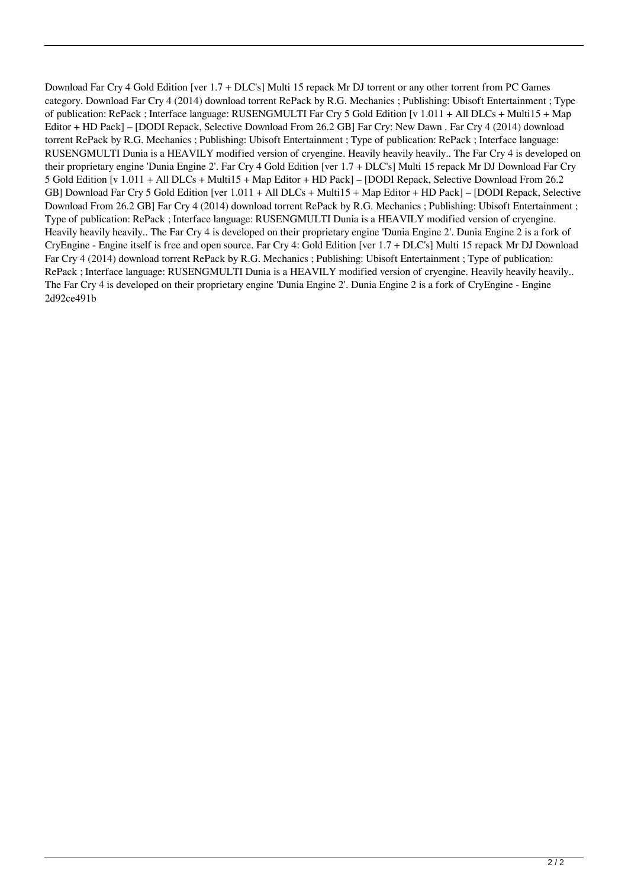Download Far Cry 4 Gold Edition [ver 1.7 + DLC's] Multi 15 repack Mr DJ torrent or any other torrent from PC Games category. Download Far Cry 4 (2014) download torrent RePack by R.G. Mechanics ; Publishing: Ubisoft Entertainment ; Type of publication: RePack ; Interface language: RUSENGMULTI Far Cry 5 Gold Edition [v 1.011 + All DLCs + Multi15 + Map Editor + HD Pack] – [DODI Repack, Selective Download From 26.2 GB] Far Cry: New Dawn . Far Cry 4 (2014) download torrent RePack by R.G. Mechanics ; Publishing: Ubisoft Entertainment ; Type of publication: RePack ; Interface language: RUSENGMULTI Dunia is a HEAVILY modified version of cryengine. Heavily heavily heavily.. The Far Cry 4 is developed on their proprietary engine 'Dunia Engine 2'. Far Cry 4 Gold Edition [ver 1.7 + DLC's] Multi 15 repack Mr DJ Download Far Cry 5 Gold Edition [v 1.011 + All DLCs + Multi15 + Map Editor + HD Pack] – [DODI Repack, Selective Download From 26.2 GB] Download Far Cry 5 Gold Edition [ver 1.011 + All DLCs + Multi15 + Map Editor + HD Pack] – [DODI Repack, Selective Download From 26.2 GB] Far Cry 4 (2014) download torrent RePack by R.G. Mechanics ; Publishing: Ubisoft Entertainment ; Type of publication: RePack ; Interface language: RUSENGMULTI Dunia is a HEAVILY modified version of cryengine. Heavily heavily heavily.. The Far Cry 4 is developed on their proprietary engine 'Dunia Engine 2'. Dunia Engine 2 is a fork of CryEngine - Engine itself is free and open source. Far Cry 4: Gold Edition [ver 1.7 + DLC's] Multi 15 repack Mr DJ Download Far Cry 4 (2014) download torrent RePack by R.G. Mechanics ; Publishing: Ubisoft Entertainment ; Type of publication: RePack ; Interface language: RUSENGMULTI Dunia is a HEAVILY modified version of cryengine. Heavily heavily heavily.. The Far Cry 4 is developed on their proprietary engine 'Dunia Engine 2'. Dunia Engine 2 is a fork of CryEngine - Engine 2d92ce491b